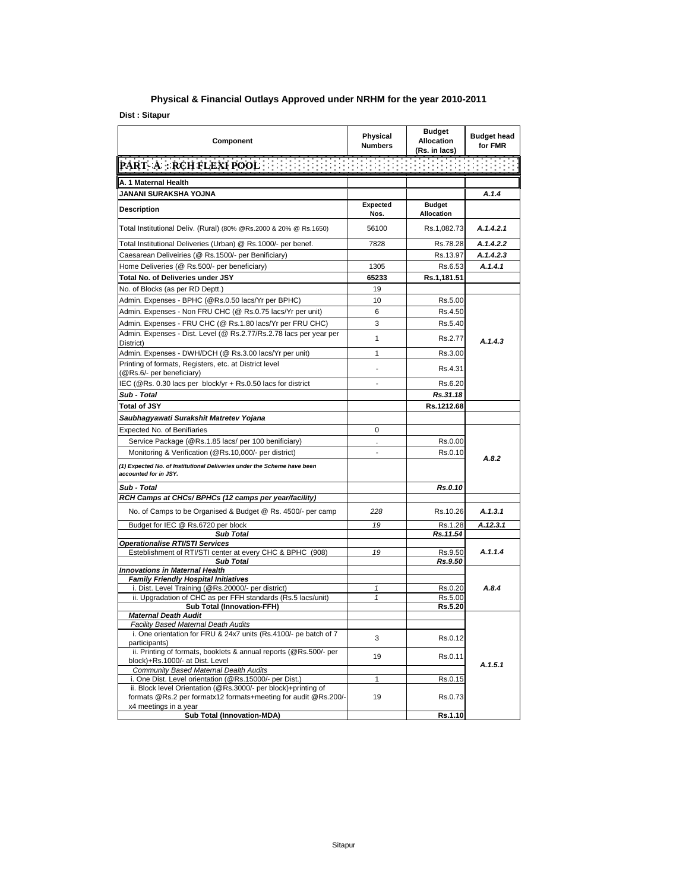## Physical & Financial Outlays Approved under NRHM for the year 2010-2011

**Dist : Sitapur**

| Component | Physical Numbers | Budget Allocation (Rs. in lacs) | Budget head for FMR |
|---|---|---|---|
| **PART- A : RCH FLEXI POOL** | | | |
| **A. 1 Maternal Health** | | | |
| **JANANI SURAKSHA YOJNA** | | | ***A.1.4*** |
| **Description** | **Expected Nos.** | **Budget Allocation** | |
| Total Institutional Deliv. (Rural) (80% @Rs.2000 & 20% @ Rs.1650) | 56100 | Rs.1,082.73 | ***A.1.4.2.1*** |
| Total Institutional Deliveries (Urban) @ Rs.1000/- per benef. | 7828 | Rs.78.28 | ***A.1.4.2.2*** |
| Caesarean Deliveiries (@ Rs.1500/- per Benificiary) | | Rs.13.97 | ***A.1.4.2.3*** |
| Home Deliveries (@ Rs.500/- per beneficiary) | 1305 | Rs.6.53 | ***A.1.4.1*** |
| **Total No. of Deliveries under JSY** | **65233** | **Rs.1,181.51** | |
| No. of Blocks (as per RD Deptt.) | 19 | | |
| Admin. Expenses - BPHC (@Rs.0.50 lacs/Yr per BPHC) | 10 | Rs.5.00 | ***A.1.4.3*** |
| Admin. Expenses - Non FRU CHC (@ Rs.0.75 lacs/Yr per unit) | 6 | Rs.4.50 | |
| Admin. Expenses - FRU CHC (@ Rs.1.80 lacs/Yr per FRU CHC) | 3 | Rs.5.40 | |
| Admin. Expenses - Dist. Level (@ Rs.2.77/Rs.2.78 lacs per year per District) | 1 | Rs.2.77 | |
| Admin. Expenses - DWH/DCH (@ Rs.3.00 lacs/Yr per unit) | 1 | Rs.3.00 | |
| Printing of formats, Registers, etc. at District level (@Rs.6/- per beneficiary) | - | Rs.4.31 | |
| IEC (@Rs. 0.30 lacs per block/yr + Rs.0.50 lacs for district | - | Rs.6.20 | |
| ***Sub - Total*** | | ***Rs.31.18*** | |
| **Total of JSY** | | **Rs.1212.68** | |
| ***Saubhagyawati Surakshit Matretev Yojana*** | | | |
| Expected No. of Benifiaries | 0 | | ***A.8.2*** |
| Service Package (@Rs.1.85 lacs/ per 100 benificiary) | . | Rs.0.00 | |
| Monitoring & Verification (@Rs.10,000/- per district) | - | Rs.0.10 | |
| ***(1) Expected No. of Institutional Deliveries under the Scheme have been accounted for in JSY.*** | | | |
| ***Sub - Total*** | | ***Rs.0.10*** | |
| ***RCH Camps at CHCs/ BPHCs (12 camps per year/facility)*** | | | |
| No. of Camps to be Organised & Budget @ Rs. 4500/- per camp | *228* | Rs.10.26 | ***A.1.3.1*** |
| Budget for IEC @ Rs.6720 per block | *19* | Rs.1.28 | ***A.12.3.1*** |
| ***Sub Total*** | | ***Rs.11.54*** | |
| ***Operationalise RTI/STI Services*** | | | ***A.1.1.4*** |
| Esteblishment of RTI/STI center at every CHC & BPHC (908) | *19* | Rs.9.50 | |
| ***Sub Total*** | | ***Rs.9.50*** | |
| ***Innovations in Maternal Health*** | | | ***A.8.4*** |
| ***Family Friendly Hospital Initiatives*** | | | |
| i. Dist. Level Training (@Rs.20000/- per district) | *1* | Rs.0.20 | |
| ii. Upgradation of CHC as per FFH standards (Rs.5 lacs/unit) | *1* | Rs.5.00 | |
| **Sub Total (Innovation-FFH)** | | **Rs.5.20** | |
| ***Maternal Death Audit*** | | | ***A.1.5.1*** |
| *Facility Based Maternal Death Audits* | | | |
| i. One orientation for FRU & 24x7 units (Rs.4100/- pe batch of 7 participants) | 3 | Rs.0.12 | |
| ii. Printing of formats, booklets & annual reports (@Rs.500/- per block)+Rs.1000/- at Dist. Level | 19 | Rs.0.11 | |
| *Community Based Maternal Dealth Audits* | | | |
| i. One Dist. Level orientation (@Rs.15000/- per Dist.) | 1 | Rs.0.15 | |
| ii. Block level Orientation (@Rs.3000/- per block)+printing of formats @Rs.2 per formatx12 formats+meeting for audit @Rs.200/- x4 meetings in a year | 19 | Rs.0.73 | |
| **Sub Total (Innovation-MDA)** | | **Rs.1.10** | |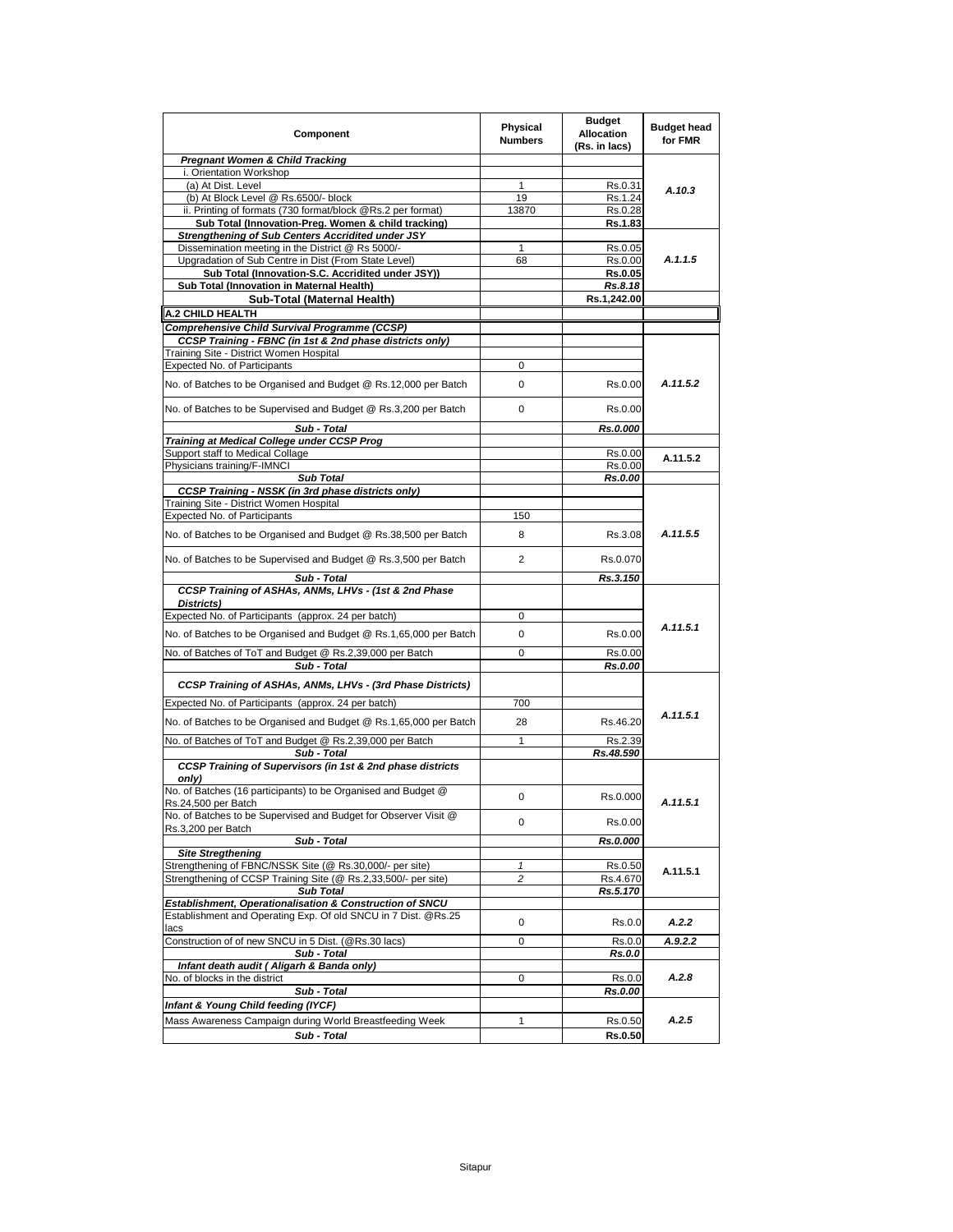| Component | Physical Numbers | Budget Allocation (Rs. in lacs) | Budget head for FMR |
|---|---|---|---|
| ***Pregnant Women & Child Tracking*** | | | |
| i. Orientation Workshop | | | A.10.3 |
| (a) At Dist. Level | 1 | Rs.0.31 | |
| (b) At Block Level @ Rs.6500/- block | 19 | Rs.1.24 | |
| ii. Printing of formats (730 format/block @Rs.2 per format) | 13870 | Rs.0.28 | |
| **Sub Total (Innovation-Preg. Women & child tracking)** | | **Rs.1.83** | |
| ***Strengthening of Sub Centers Accridited under JSY*** | | | A.1.1.5 |
| Dissemination meeting in the District @ Rs 5000/- | 1 | Rs.0.05 | |
| Upgradation of Sub Centre in Dist (From State Level) | 68 | Rs.0.00 | |
| **Sub Total (Innovation-S.C. Accridited under JSY))** | | **Rs.0.05** | |
| **Sub Total (Innovation in Maternal Health)** | | ***Rs.8.18*** | |
| **Sub-Total (Maternal Health)** | | **Rs.1,242.00** | |
| **A.2 CHILD HEALTH** | | | |
| ***Comprehensive Child Survival Programme (CCSP)*** | | | |
| ***CCSP Training - FBNC (in 1st & 2nd phase districts only)*** | | | A.11.5.2 |
| Training Site - District Women Hospital | | | |
| Expected No. of Participants | 0 | | |
| No. of Batches to be Organised and Budget @ Rs.12,000 per Batch | 0 | Rs.0.00 | |
| No. of Batches to be Supervised and Budget @ Rs.3,200 per Batch | 0 | Rs.0.00 | |
| ***Sub - Total*** | | ***Rs.0.000*** | |
| ***Training at Medical College under CCSP Prog*** | | | A.11.5.2 |
| Support staff to Medical Collage | | Rs.0.00 | |
| Physicians training/F-IMNCI | | Rs.0.00 | |
| ***Sub Total*** | | ***Rs.0.00*** | |
| ***CCSP Training - NSSK (in 3rd phase districts only)*** | | | A.11.5.5 |
| Training Site - District Women Hospital | | | |
| Expected No. of Participants | 150 | | |
| No. of Batches to be Organised and Budget @ Rs.38,500 per Batch | 8 | Rs.3.08 | |
| No. of Batches to be Supervised and Budget @ Rs.3,500 per Batch | 2 | Rs.0.070 | |
| ***Sub - Total*** | | ***Rs.3.150*** | |
| ***CCSP Training of ASHAs, ANMs, LHVs - (1st & 2nd Phase Districts)*** | | | A.11.5.1 |
| Expected No. of Participants (approx. 24 per batch) | 0 | | |
| No. of Batches to be Organised and Budget @ Rs.1,65,000 per Batch | 0 | Rs.0.00 | |
| No. of Batches of ToT and Budget @ Rs.2,39,000 per Batch | 0 | Rs.0.00 | |
| ***Sub - Total*** | | ***Rs.0.00*** | |
| ***CCSP Training of ASHAs, ANMs, LHVs - (3rd Phase Districts)*** | | | A.11.5.1 |
| Expected No. of Participants (approx. 24 per batch) | 700 | | |
| No. of Batches to be Organised and Budget @ Rs.1,65,000 per Batch | 28 | Rs.46.20 | |
| No. of Batches of ToT and Budget @ Rs.2,39,000 per Batch | 1 | Rs.2.39 | |
| ***Sub - Total*** | | ***Rs.48.590*** | |
| ***CCSP Training of Supervisors (in 1st & 2nd phase districts only)*** | | | A.11.5.1 |
| No. of Batches (16 participants) to be Organised and Budget @ Rs.24,500 per Batch | 0 | Rs.0.000 | |
| No. of Batches to be Supervised and Budget for Observer Visit @ Rs.3,200 per Batch | 0 | Rs.0.00 | |
| ***Sub - Total*** | | ***Rs.0.000*** | |
| ***Site Stregthening*** | | | A.11.5.1 |
| Strengthening of FBNC/NSSK Site (@ Rs.30,000/- per site) | *1* | Rs.0.50 | |
| Strengthening of CCSP Training Site (@ Rs.2,33,500/- per site) | *2* | Rs.4.670 | |
| ***Sub Total*** | | ***Rs.5.170*** | |
| ***Establishment, Operationalisation & Construction of SNCU*** | | | |
| Establishment and Operating Exp. Of old SNCU in 7 Dist. @Rs.25 lacs | 0 | Rs.0.0 | *A.2.2* |
| Construction of of new SNCU in 5 Dist. (@Rs.30 lacs) | 0 | Rs.0.0 | *A.9.2.2* |
| ***Sub - Total*** | | ***Rs.0.0*** | |
| ***Infant death audit ( Aligarh & Banda only)*** | | | A.2.8 |
| No. of blocks in the district | 0 | Rs.0.0 | |
| ***Sub - Total*** | | ***Rs.0.00*** | |
| ***Infant & Young Child feeding (IYCF)*** | | | A.2.5 |
| Mass Awareness Campaign during World Breastfeeding Week | 1 | Rs.0.50 | |
| ***Sub - Total*** | | **Rs.0.50** | |

Sitapur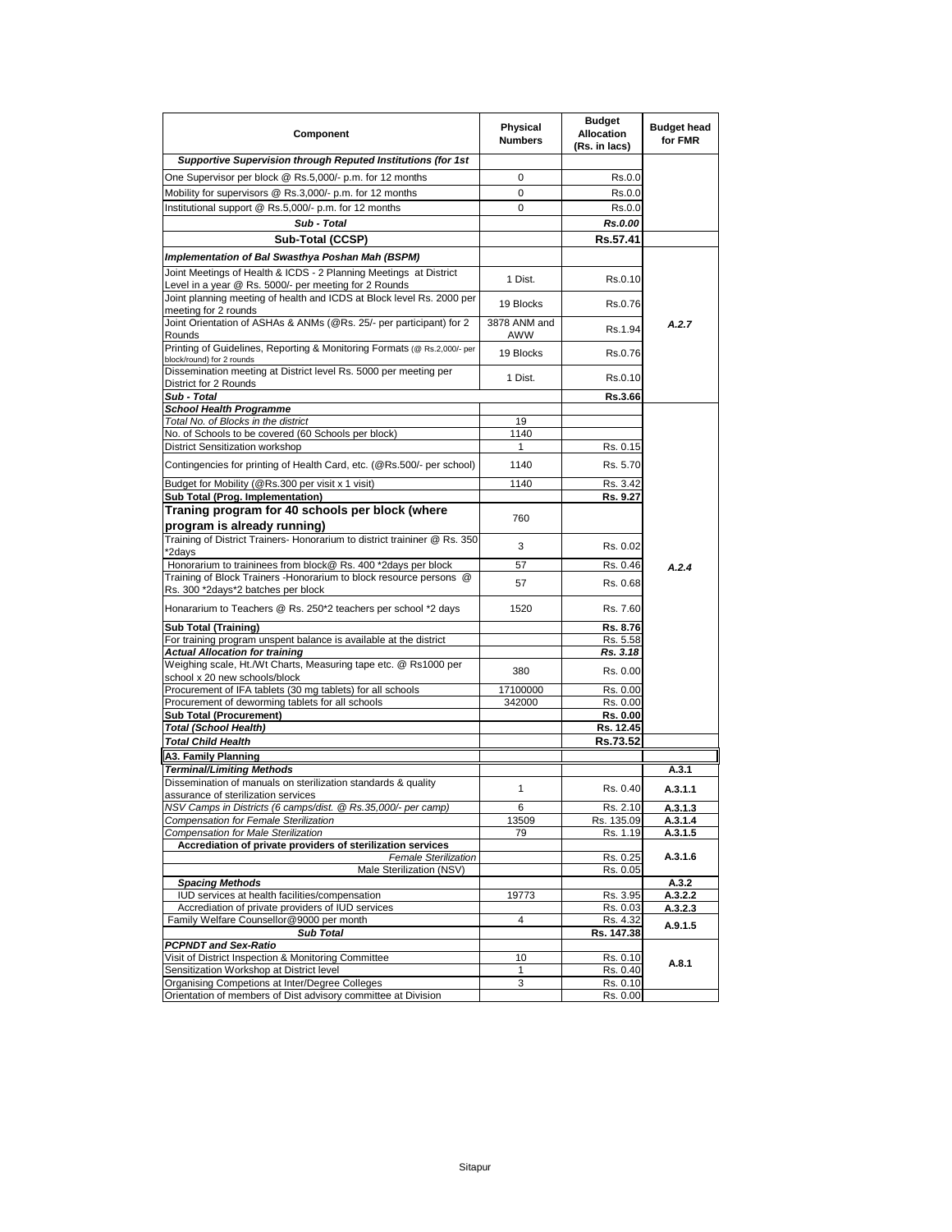| Component | Physical Numbers | Budget Allocation (Rs. in lacs) | Budget head for FMR |
|---|---|---|---|
| ***Supportive Supervision through Reputed Institutions (for 1st*** | | | |
| One Supervisor per block @ Rs.5,000/- p.m. for 12 months | 0 | Rs.0.0 | |
| Mobility for supervisors @ Rs.3,000/- p.m. for 12 months | 0 | Rs.0.0 | |
| Institutional support @ Rs.5,000/- p.m. for 12 months | 0 | Rs.0.0 | |
| ***Sub - Total*** | | ***Rs.0.00*** | |
| **Sub-Total (CCSP)** | | **Rs.57.41** | |
| ***Implementation of Bal Swasthya Poshan Mah (BSPM)*** | | | |
| Joint Meetings of Health & ICDS - 2 Planning Meetings at District Level in a year @ Rs. 5000/- per meeting for 2 Rounds | 1 Dist. | Rs.0.10 | *A.2.7* |
| Joint planning meeting of health and ICDS at Block level Rs. 2000 per meeting for 2 rounds | 19 Blocks | Rs.0.76 | |
| Joint Orientation of ASHAs & ANMs (@Rs. 25/- per participant) for 2 Rounds | 3878 ANM and AWW | Rs.1.94 | |
| Printing of Guidelines, Reporting & Monitoring Formats (@ Rs.2,000/- per block/round) for 2 rounds | 19 Blocks | Rs.0.76 | |
| Dissemination meeting at District level Rs. 5000 per meeting per District for 2 Rounds | 1 Dist. | Rs.0.10 | |
| ***Sub - Total*** | | **Rs.3.66** | |
| ***School Health Programme*** | | | *A.2.4* |
| *Total No. of Blocks in the district* | 19 | | |
| No. of Schools to be covered (60 Schools per block) | 1140 | | |
| District Sensitization workshop | 1 | Rs. 0.15 | |
| Contingencies for printing of Health Card, etc. (@Rs.500/- per school) | 1140 | Rs. 5.70 | |
| Budget for Mobility (@Rs.300 per visit x 1 visit) | 1140 | Rs. 3.42 | |
| **Sub Total (Prog. Implementation)** | | **Rs. 9.27** | |
| **Traning program for 40 schools per block (where program is already running)** | 760 | | |
| Training of District Trainers- Honorarium to district traininer @ Rs. 350 *2days | 3 | Rs. 0.02 | |
| Honorarium to traininees from block@ Rs. 400 *2days per block | 57 | Rs. 0.46 | |
| Training of Block Trainers -Honorarium to block resource persons @ Rs. 300 *2days*2 batches per block | 57 | Rs. 0.68 | |
| Honararium to Teachers @ Rs. 250*2 teachers per school *2 days | 1520 | Rs. 7.60 | |
| **Sub Total (Training)** | | **Rs. 8.76** | |
| For training program unspent balance is available at the district | | Rs. 5.58 | |
| ***Actual Allocation for training*** | | ***Rs. 3.18*** | |
| Weighing scale, Ht./Wt Charts, Measuring tape etc. @ Rs1000 per school x 20 new schools/block | 380 | Rs. 0.00 | |
| Procurement of IFA tablets (30 mg tablets) for all schools | 17100000 | Rs. 0.00 | |
| Procurement of deworming tablets for all schools | 342000 | Rs. 0.00 | |
| **Sub Total (Procurement)** | | **Rs. 0.00** | |
| ***Total (School Health)*** | | **Rs. 12.45** | |
| ***Total Child Health*** | | **Rs.73.52** | |
| **A3. Family Planning** | | | |
| ***Terminal/Limiting Methods*** | | | **A.3.1** |
| Dissemination of manuals on sterilization standards & quality assurance of sterilization services | 1 | Rs. 0.40 | **A.3.1.1** |
| *NSV Camps in Districts (6 camps/dist. @ Rs.35,000/- per camp)* | 6 | Rs. 2.10 | **A.3.1.3** |
| *Compensation for Female Sterilization* | 13509 | Rs. 135.09 | **A.3.1.4** |
| *Compensation for Male Sterilization* | 79 | Rs. 1.19 | **A.3.1.5** |
| **Accrediation of private providers of sterilization services** | | | **A.3.1.6** |
| *Female Sterilization* | | Rs. 0.25 | |
| Male Sterilization (NSV) | | Rs. 0.05 | |
| ***Spacing Methods*** | | | **A.3.2** |
| IUD services at health facilities/compensation | 19773 | Rs. 3.95 | **A.3.2.2** |
| Accrediation of private providers of IUD services | | Rs. 0.03 | **A.3.2.3** |
| Family Welfare Counsellor@9000 per month | 4 | Rs. 4.32 | **A.9.1.5** |
| ***Sub Total*** | | **Rs. 147.38** | |
| ***PCPNDT and Sex-Ratio*** | | | **A.8.1** |
| Visit of District Inspection & Monitoring Committee | 10 | Rs. 0.10 | |
| Sensitization Workshop at District level | 1 | Rs. 0.40 | |
| Organising Competions at Inter/Degree Colleges | 3 | Rs. 0.10 | |
| Orientation of members of Dist advisory committee at Division | | Rs. 0.00 | |

Sitapur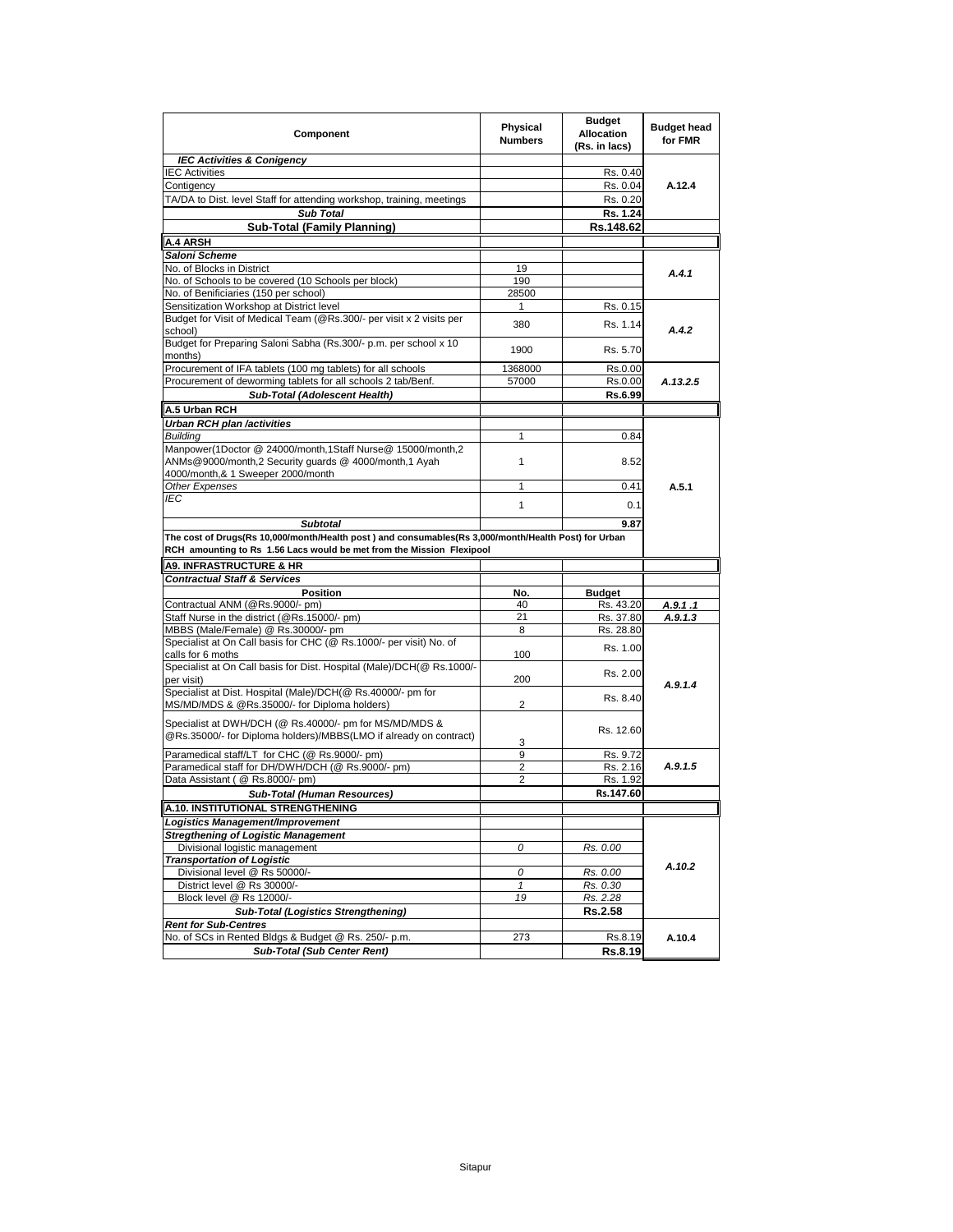| Component | Physical Numbers | Budget Allocation (Rs. in lacs) | Budget head for FMR |
|---|---|---|---|
| ***IEC Activities & Conigency*** | | | |
| IEC Activities | | Rs. 0.40 | A.12.4 |
| Contigency | | Rs. 0.04 | |
| TA/DA to Dist. level Staff for attending workshop, training, meetings | | Rs. 0.20 | |
| ***Sub Total*** | | **Rs. 1.24** | |
| **Sub-Total (Family Planning)** | | **Rs.148.62** | |
| **A.4 ARSH** | | | |
| ***Saloni Scheme*** | | | |
| No. of Blocks in District | 19 | | *A.4.1* |
| No. of Schools to be covered (10 Schools per block) | 190 | | |
| No. of Benificiaries (150 per school) | 28500 | | |
| Sensitization Workshop at District level | 1 | Rs. 0.15 | *A.4.2* |
| Budget for Visit of Medical Team (@Rs.300/- per visit x 2 visits per school) | 380 | Rs. 1.14 | |
| Budget for Preparing Saloni Sabha (Rs.300/- p.m. per school x 10 months) | 1900 | Rs. 5.70 | |
| Procurement of IFA tablets (100 mg tablets) for all schools | 1368000 | Rs.0.00 | *A.13.2.5* |
| Procurement of deworming tablets for all schools 2 tab/Benf. | 57000 | Rs.0.00 | |
| ***Sub-Total (Adolescent Health)*** | | **Rs.6.99** | |
| **A.5 Urban RCH** | | | |
| ***Urban RCH plan /activities*** | | | |
| *Building* | 1 | 0.84 | A.5.1 |
| Manpower(1Doctor @ 24000/month,1Staff Nurse@ 15000/month,2 ANMs@9000/month,2 Security guards @ 4000/month,1 Ayah 4000/month,& 1 Sweeper 2000/month | 1 | 8.52 | |
| *Other Expenses* | 1 | 0.41 | |
| *IEC* | 1 | 0.1 | |
| ***Subtotal*** | | **9.87** | |
| **The cost of Drugs(Rs 10,000/month/Health post ) and consumables(Rs 3,000/month/Health Post) for Urban RCH amounting to Rs 1.56 Lacs would be met from the Mission Flexipool** | | | |
| **A9. INFRASTRUCTURE & HR** | | | |
| ***Contractual Staff & Services*** | | | |
| **Position** | **No.** | **Budget** | |
| Contractual ANM (@Rs.9000/- pm) | 40 | Rs. 43.20 | *A.9.1 .1* |
| Staff Nurse in the district (@Rs.15000/- pm) | 21 | Rs. 37.80 | *A.9.1.3* |
| MBBS (Male/Female) @ Rs.30000/- pm | 8 | Rs. 28.80 | *A.9.1.4* |
| Specialist at On Call basis for CHC (@ Rs.1000/- per visit) No. of calls for 6 moths | 100 | Rs. 1.00 | |
| Specialist at On Call basis for Dist. Hospital (Male)/DCH(@ Rs.1000/- per visit) | 200 | Rs. 2.00 | |
| Specialist at Dist. Hospital (Male)/DCH(@ Rs.40000/- pm for MS/MD/MDS & @Rs.35000/- for Diploma holders) | 2 | Rs. 8.40 | |
| Specialist at DWH/DCH (@ Rs.40000/- pm for MS/MD/MDS & @Rs.35000/- for Diploma holders)/MBBS(LMO if already on contract) | 3 | Rs. 12.60 | |
| Paramedical staff/LT for CHC (@ Rs.9000/- pm) | 9 | Rs. 9.72 | *A.9.1.5* |
| Paramedical staff for DH/DWH/DCH (@ Rs.9000/- pm) | 2 | Rs. 2.16 | |
| Data Assistant ( @ Rs.8000/- pm) | 2 | Rs. 1.92 | |
| ***Sub-Total (Human Resources)*** | | **Rs.147.60** | |
| **A.10. INSTITUTIONAL STRENGTHENING** | | | |
| ***Logistics Management/Improvement*** | | | |
| ***Stregthening of Logistic Management*** | | | *A.10.2* |
| Divisional logistic management | *0* | *Rs. 0.00* | |
| ***Transportation of Logistic*** | | | |
| Divisional level @ Rs 50000/- | *0* | *Rs. 0.00* | |
| District level @ Rs 30000/- | *1* | *Rs. 0.30* | |
| Block level @ Rs 12000/- | *19* | *Rs. 2.28* | |
| ***Sub-Total (Logistics Strengthening)*** | | **Rs.2.58** | |
| ***Rent for Sub-Centres*** | | | |
| No. of SCs in Rented Bldgs & Budget @ Rs. 250/- p.m. | 273 | Rs.8.19 | A.10.4 |
| ***Sub-Total (Sub Center Rent)*** | | **Rs.8.19** | |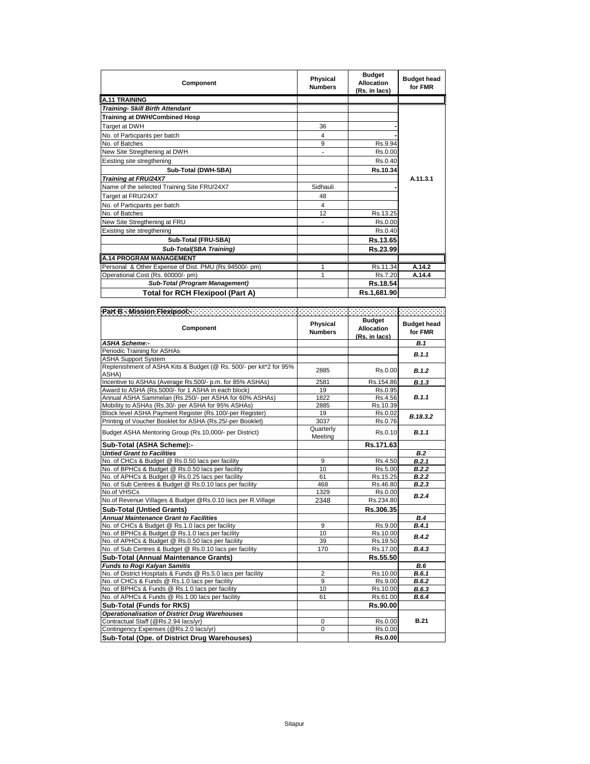| Component | Physical Numbers | Budget Allocation (Rs. in lacs) | Budget head for FMR |
|---|---|---|---|
| **A.11 TRAINING** | | | |
| ***Training- Skill Birth Attendant*** | | | |
| **Training at DWH/Combined Hosp** | | | |
| Target at DWH | 36 | - | A.11.3.1 |
| No. of Particpants per batch | 4 | - | |
| No. of Batches | 9 | Rs.9.94 | |
| New Site Stregthening at DWH | - | Rs.0.00 | |
| Existing site stregthening | | Rs.0.40 | |
| **Sub-Total (DWH-SBA)** | | **Rs.10.34** | |
| ***Training at FRU/24X7*** | | | |
| Name of the selected Training Site FRU/24X7 | Sidhauli | - | |
| Target at FRU/24X7 | 48 | | |
| No. of Particpants per batch | 4 | | |
| No. of Batches | 12 | Rs.13.25 | |
| New Site Stregthening at FRU | - | Rs.0.00 | |
| Existing site stregthening | | Rs.0.40 | |
| **Sub-Total (FRU-SBA)** | | **Rs.13.65** | |
| ***Sub-Total(SBA Training)*** | | **Rs.23.99** | |
| **A.14 PROGRAM MANAGEMENT** | | | |
| Personal & Other Expense of Dist. PMU (Rs.94500/- pm) | 1 | Rs.11.34 | **A.14.2** |
| Operational Cost (Rs. 60000/- pm) | 1 | Rs.7.20 | **A.14.4** |
| ***Sub-Total (Program Management)*** | | **Rs.18.54** | |
| **Total for RCH Flexipool (Part A)** | | **Rs.1,681.90** | |

| **Part B - Mission Flexipool:-** | | | |
|---|---|---|---|
| **Component** | **Physical Numbers** | **Budget Allocation (Rs. in lacs)** | **Budget head for FMR** |
| ***ASHA Scheme:-*** | | | ***B.1*** |
| Periodic Training for ASHAs | | | ***B.1.1*** |
| ASHA Support System | | | |
| Replenishment of ASHA Kits & Budget (@ Rs. 500/- per kit*2 for 95% ASHA) | 2885 | Rs.0.00 | ***B.1.2*** |
| Incentive to ASHAs (Average Rs.500/- p.m. for 85% ASHAs) | 2581 | Rs.154.86 | ***B.1.3*** |
| Award to ASHA (Rs.5000/- for 1 ASHA in each block) | 19 | Rs.0.95 | ***B.1.1*** |
| Annual ASHA Sammelan (Rs.250/- per ASHA for 60% ASHAs) | 1822 | Rs.4.56 | |
| Mobility to ASHAs (Rs.30/- per ASHA for 95% ASHAs) | 2885 | Rs.10.39 | |
| Block level ASHA Payment Register (Rs.100/-per Register) | 19 | Rs.0.02 | ***B.18.3.2*** |
| Printing of Voucher Booklet for ASHA (Rs.25/-per Booklet) | 3037 | Rs.0.76 | |
| Budget ASHA Mentoring Group (Rs.10,000/- per District) | Quarterly Meeting | Rs.0.10 | ***B.1.1*** |
| **Sub-Total (ASHA Scheme):-** | | **Rs.171.63** | |
| ***Untied Grant to Facilities*** | | | ***B.2*** |
| No. of CHCs & Budget @ Rs.0.50 lacs per facility | 9 | Rs.4.50 | ***B.2.1*** |
| No. of BPHCs & Budget @ Rs.0.50 lacs per facility | 10 | Rs.5.00 | ***B.2.2*** |
| No. of APHCs & Budget @ Rs.0.25 lacs per facility | 61 | Rs.15.25 | ***B.2.2*** |
| No. of Sub Centres & Budget @ Rs.0.10 lacs per facility | 468 | Rs.46.80 | ***B.2.3*** |
| No.of VHSCs | 1329 | Rs.0.00 | ***B.2.4*** |
| No.of Revenue Villages & Budget @Rs.0.10 lacs per R.Village | 2348 | Rs.234.80 | |
| **Sub-Total (Untied Grants)** | | **Rs.306.35** | |
| ***Annual Maintenance Grant to Facilities*** | | | ***B.4*** |
| No. of CHCs & Budget @ Rs.1.0 lacs per facility | 9 | Rs.9.00 | ***B.4.1*** |
| No. of BPHCs & Budget @ Rs.1.0 lacs per facility | 10 | Rs.10.00 | ***B.4.2*** |
| No. of APHCs & Budget @ Rs.0.50 lacs per facility | 39 | Rs.19.50 | |
| No. of Sub Centres & Budget @ Rs.0.10 lacs per facility | 170 | Rs.17.00 | ***B.4.3*** |
| **Sub-Total (Annual Maintenance Grants)** | | **Rs.55.50** | |
| ***Funds to Rogi Kalyan Samitis*** | | | ***B.6*** |
| No. of District Hospitals & Funds @ Rs.5.0 lacs per facility | 2 | Rs.10.00 | ***B.6.1*** |
| No. of CHCs & Funds @ Rs.1.0 lacs per facility | 9 | Rs.9.00 | ***B.6.2*** |
| No. of BPHCs & Funds @ Rs.1.0 lacs per facility | 10 | Rs.10.00 | ***B.6.3*** |
| No. of APHCs & Funds @ Rs.1.00 lacs per facility | 61 | Rs.61.00 | ***B.6.4*** |
| **Sub-Total (Funds for RKS)** | | **Rs.90.00** | |
| ***Operationalisation of District Drug Warehouses*** | | | **B.21** |
| Contractual Staff (@Rs.2.94 lacs/yr) | 0 | Rs.0.00 | |
| Contingency Expenses (@Rs.2.0 lacs/yr) | 0 | Rs.0.00 | |
| **Sub-Total (Ope. of District Drug Warehouses)** | | **Rs.0.00** | |

Sitapur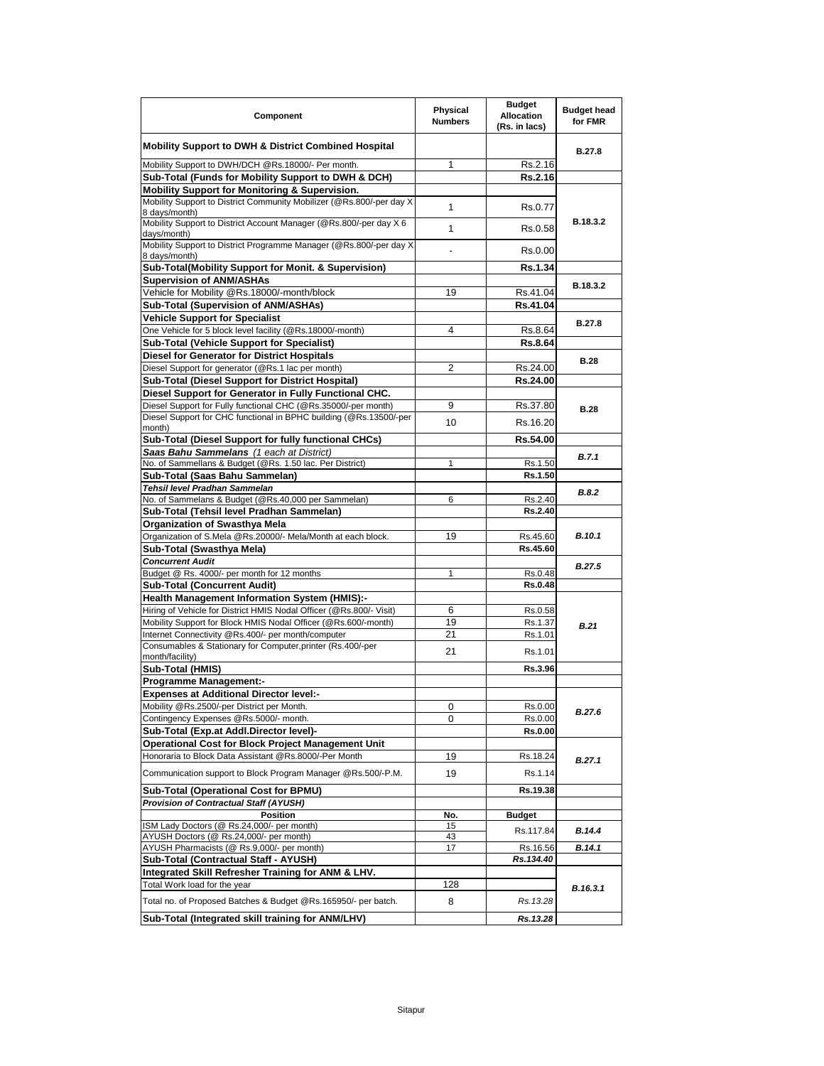| Component | Physical Numbers | Budget Allocation (Rs. in lacs) | Budget head for FMR |
|---|---|---|---|
| **Mobility Support to DWH & District Combined Hospital** | | | B.27.8 |
| Mobility Support to DWH/DCH @Rs.18000/- Per month. | 1 | Rs.2.16 | |
| **Sub-Total (Funds for Mobility Support to DWH & DCH)** | | **Rs.2.16** | |
| **Mobility Support for Monitoring & Supervision.** | | | B.18.3.2 |
| Mobility Support to District Community Mobilizer (@Rs.800/-per day X 8 days/month) | 1 | Rs.0.77 | |
| Mobility Support to District Account Manager (@Rs.800/-per day X 6 days/month) | 1 | Rs.0.58 | |
| Mobility Support to District Programme Manager (@Rs.800/-per day X 8 days/month) | - | Rs.0.00 | |
| **Sub-Total(Mobility Support for Monit. & Supervision)** | | **Rs.1.34** | |
| **Supervision of ANM/ASHAs** | | | B.18.3.2 |
| Vehicle for Mobility @Rs.18000/-month/block | 19 | Rs.41.04 | |
| **Sub-Total (Supervision of ANM/ASHAs)** | | **Rs.41.04** | |
| **Vehicle Support for Specialist** | | | B.27.8 |
| One Vehicle for 5 block level facility (@Rs.18000/-month) | 4 | Rs.8.64 | |
| **Sub-Total (Vehicle Support for Specialist)** | | **Rs.8.64** | |
| **Diesel for Generator for District Hospitals** | | | B.28 |
| Diesel Support for generator (@Rs.1 lac per month) | 2 | Rs.24.00 | |
| **Sub-Total (Diesel Support for District Hospital)** | | **Rs.24.00** | |
| **Diesel Support for Generator in Fully Functional CHC.** | | | B.28 |
| Diesel Support for Fully functional CHC (@Rs.35000/-per month) | 9 | Rs.37.80 | |
| Diesel Support for CHC functional in BPHC building (@Rs.13500/-per month) | 10 | Rs.16.20 | |
| **Sub-Total (Diesel Support for fully functional CHCs)** | | **Rs.54.00** | |
| ***Saas Bahu Sammelans*** *(1 each at District)* | | | *B.7.1* |
| No. of Sammellans & Budget (@Rs. 1.50 lac. Per District) | 1 | Rs.1.50 | |
| **Sub-Total (Saas Bahu Sammelan)** | | **Rs.1.50** | |
| ***Tehsil level Pradhan Sammelan*** | | | *B.8.2* |
| No. of Sammelans & Budget (@Rs.40,000 per Sammelan) | 6 | Rs.2.40 | |
| **Sub-Total (Tehsil level Pradhan Sammelan)** | | **Rs.2.40** | |
| **Organization of Swasthya Mela** | | | *B.10.1* |
| Organization of S.Mela @Rs.20000/- Mela/Month at each block. | 19 | Rs.45.60 | |
| **Sub-Total (Swasthya Mela)** | | **Rs.45.60** | |
| ***Concurrent Audit*** | | | *B.27.5* |
| Budget @ Rs. 4000/- per month for 12 months | 1 | Rs.0.48 | |
| **Sub-Total (Concurrent Audit)** | | **Rs.0.48** | |
| **Health Management Information System (HMIS):-** | | | *B.21* |
| Hiring of Vehicle for District HMIS Nodal Officer (@Rs.800/- Visit) | 6 | Rs.0.58 | |
| Mobility Support for Block HMIS Nodal Officer (@Rs.600/-month) | 19 | Rs.1.37 | |
| Internet Connectivity @Rs.400/- per month/computer | 21 | Rs.1.01 | |
| Consumables & Stationary for Computer,printer (Rs.400/-per month/facility) | 21 | Rs.1.01 | |
| **Sub-Total (HMIS)** | | **Rs.3.96** | |
| **Programme Management:-** | | | |
| **Expenses at Additional Director level:-** | | | *B.27.6* |
| Mobility @Rs.2500/-per District per Month. | 0 | Rs.0.00 | |
| Contingency Expenses @Rs.5000/- month. | 0 | Rs.0.00 | |
| **Sub-Total (Exp.at Addl.Director level)-** | | **Rs.0.00** | |
| **Operational Cost for Block Project Management Unit** | | | *B.27.1* |
| Honoraria to Block Data Assistant @Rs.8000/-Per Month | 19 | Rs.18.24 | |
| Communication support to Block Program Manager @Rs.500/-P.M. | 19 | Rs.1.14 | |
| **Sub-Total (Operational Cost for BPMU)** | | **Rs.19.38** | |
| ***Provision of Contractual Staff (AYUSH)*** | | | |
| **Position** | **No.** | **Budget** | |
| ISM Lady Doctors (@ Rs.24,000/- per month) | 15 | Rs.117.84 | *B.14.4* |
| AYUSH Doctors (@ Rs.24,000/- per month) | 43 | | |
| AYUSH Pharmacists (@ Rs.9,000/- per month) | 17 | Rs.16.56 | *B.14.1* |
| **Sub-Total (Contractual Staff - AYUSH)** | | ***Rs.134.40*** | |
| **Integrated Skill Refresher Training for ANM & LHV.** | | | *B.16.3.1* |
| Total Work load for the year | 128 | | |
| Total no. of Proposed Batches & Budget @Rs.165950/- per batch. | 8 | *Rs.13.28* | |
| **Sub-Total (Integrated skill training for ANM/LHV)** | | ***Rs.13.28*** | |

Sitapur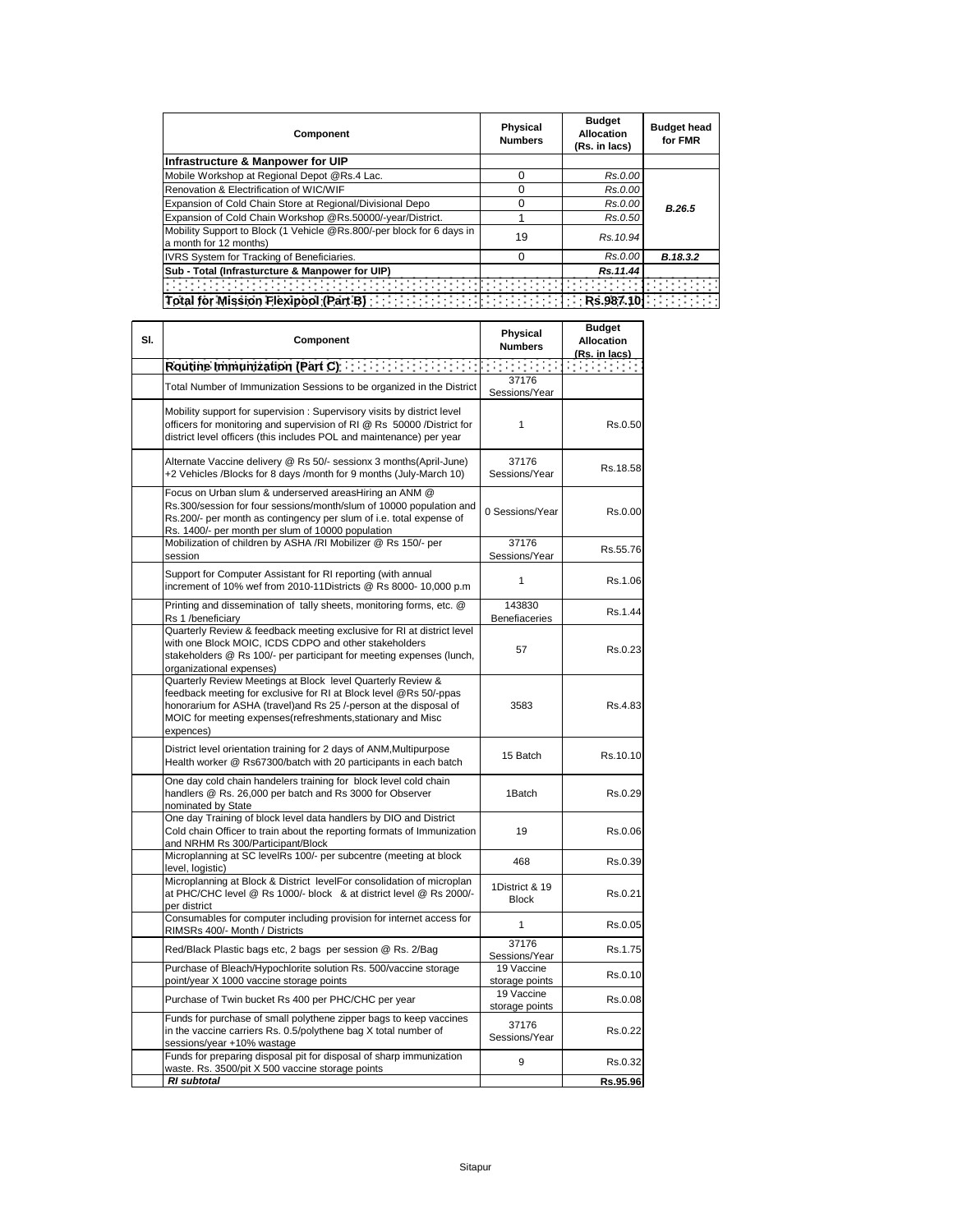| Component | Physical Numbers | Budget Allocation (Rs. in lacs) | Budget head for FMR |
|---|---|---|---|
| **Infrastructure & Manpower for UIP** | | | |
| Mobile Workshop at Regional Depot @Rs.4 Lac. | 0 | *Rs.0.00* | **B.26.5** |
| Renovation & Electrification of WIC/WIF | 0 | *Rs.0.00* | |
| Expansion of Cold Chain Store at Regional/Divisional Depo | 0 | *Rs.0.00* | |
| Expansion of Cold Chain Workshop @Rs.50000/-year/District. | 1 | *Rs.0.50* | |
| Mobility Support to Block (1 Vehicle @Rs.800/-per block for 6 days in a month for 12 months) | 19 | *Rs.10.94* | |
| IVRS System for Tracking of Beneficiaries. | 0 | *Rs.0.00* | **B.18.3.2** |
| **Sub - Total (Infrasturcture & Manpower for UIP)** | | ***Rs.11.44*** | |
| | | | |
| **Total for Mission Flexipool (Part B)** | | **Rs.987.10** | |

| Sl. | Component | Physical Numbers | Budget Allocation (Rs. in lacs) |
|---|---|---|---|
| | **Routine Immunization (Part C)** | | |
| | Total Number of Immunization Sessions to be organized in the District | 37176 Sessions/Year | |
| | Mobility support for supervision : Supervisory visits by district level officers for monitoring and supervision of RI @ Rs 50000 /District for district level officers (this includes POL and maintenance) per year | 1 | Rs.0.50 |
| | Alternate Vaccine delivery @ Rs 50/- sessionx 3 months(April-June) +2 Vehicles /Blocks for 8 days /month for 9 months (July-March 10) | 37176 Sessions/Year | Rs.18.58 |
| | Focus on Urban slum & underserved areasHiring an ANM @ Rs.300/session for four sessions/month/slum of 10000 population and Rs.200/- per month as contingency per slum of i.e. total expense of Rs. 1400/- per month per slum of 10000 population | 0 Sessions/Year | Rs.0.00 |
| | Mobilization of children by ASHA /RI Mobilizer @ Rs 150/- per session | 37176 Sessions/Year | Rs.55.76 |
| | Support for Computer Assistant for RI reporting (with annual increment of 10% wef from 2010-11Districts @ Rs 8000- 10,000 p.m | 1 | Rs.1.06 |
| | Printing and dissemination of tally sheets, monitoring forms, etc. @ Rs 1 /beneficiary | 143830 Benefiaceries | Rs.1.44 |
| | Quarterly Review & feedback meeting exclusive for RI at district level with one Block MOIC, ICDS CDPO and other stakeholders stakeholders @ Rs 100/- per participant for meeting expenses (lunch, organizational expenses) | 57 | Rs.0.23 |
| | Quarterly Review Meetings at Block level Quarterly Review & feedback meeting for exclusive for RI at Block level @Rs 50/-ppas honorarium for ASHA (travel)and Rs 25 /-person at the disposal of MOIC for meeting expenses(refreshments,stationary and Misc expences) | 3583 | Rs.4.83 |
| | District level orientation training for 2 days of ANM,Multipurpose Health worker @ Rs67300/batch with 20 participants in each batch | 15 Batch | Rs.10.10 |
| | One day cold chain handelers training for block level cold chain handlers @ Rs. 26,000 per batch and Rs 3000 for Observer nominated by State | 1Batch | Rs.0.29 |
| | One day Training of block level data handlers by DIO and District Cold chain Officer to train about the reporting formats of Immunization and NRHM Rs 300/Participant/Block | 19 | Rs.0.06 |
| | Microplanning at SC levelRs 100/- per subcentre (meeting at block level, logistic) | 468 | Rs.0.39 |
| | Microplanning at Block & District levelFor consolidation of microplan at PHC/CHC level @ Rs 1000/- block & at district level @ Rs 2000/- per district | 1District & 19 Block | Rs.0.21 |
| | Consumables for computer including provision for internet access for RIMSRs 400/- Month / Districts | 1 | Rs.0.05 |
| | Red/Black Plastic bags etc, 2 bags per session @ Rs. 2/Bag | 37176 Sessions/Year | Rs.1.75 |
| | Purchase of Bleach/Hypochlorite solution Rs. 500/vaccine storage point/year X 1000 vaccine storage points | 19 Vaccine storage points | Rs.0.10 |
| | Purchase of Twin bucket Rs 400 per PHC/CHC per year | 19 Vaccine storage points | Rs.0.08 |
| | Funds for purchase of small polythene zipper bags to keep vaccines in the vaccine carriers Rs. 0.5/polythene bag X total number of sessions/year +10% wastage | 37176 Sessions/Year | Rs.0.22 |
| | Funds for preparing disposal pit for disposal of sharp immunization waste. Rs. 3500/pit X 500 vaccine storage points | 9 | Rs.0.32 |
| | ***RI subtotal*** | | **Rs.95.96** |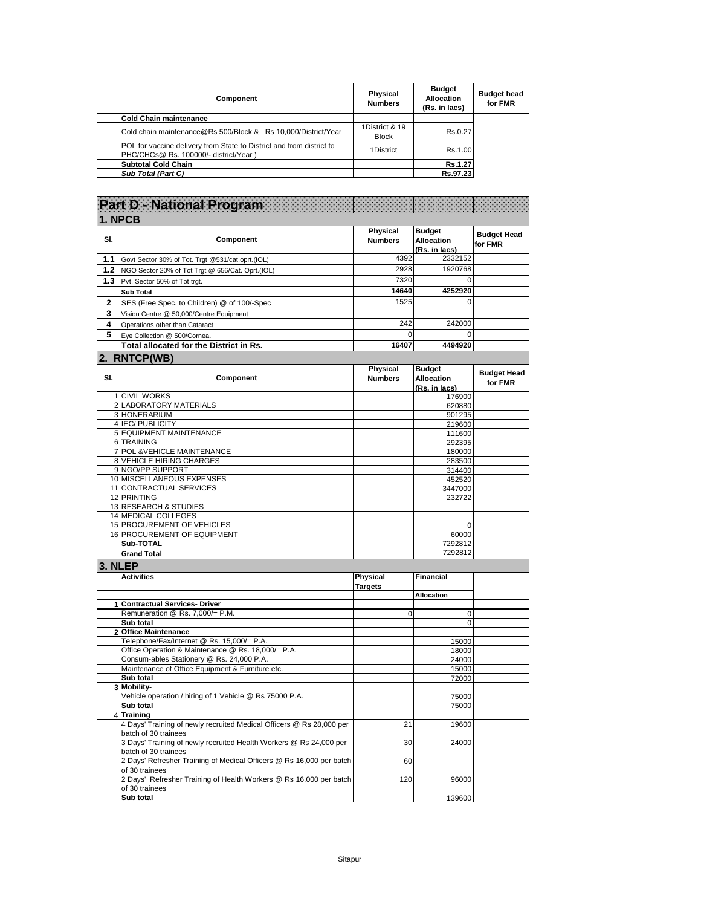| Component | Physical Numbers | Budget Allocation (Rs. in lacs) | Budget head for FMR |
|---|---|---|---|
| **Cold Chain maintenance** | | | |
| Cold chain maintenance@Rs 500/Block & Rs 10,000/District/Year | 1District & 19 Block | Rs.0.27 | |
| POL for vaccine delivery from State to District and from district to PHC/CHCs@ Rs. 100000/- district/Year ) | 1District | Rs.1.00 | |
| **Subtotal Cold Chain** | | **Rs.1.27** | |
| ***Sub Total (Part C)*** | | **Rs.97.23** | |

# Part D - National Program

## 1. NPCB

| Sl. | Component | Physical Numbers | Budget Allocation (Rs. in lacs) | Budget Head for FMR |
|---|---|---|---|---|
| 1.1 | Govt Sector 30% of Tot. Trgt @531/cat.oprt.(IOL) | 4392 | 2332152 | |
| 1.2 | NGO Sector 20% of Tot Trgt @ 656/Cat. Oprt.(IOL) | 2928 | 1920768 | |
| 1.3 | Pvt. Sector 50% of Tot trgt. | 7320 | 0 | |
| | **Sub Total** | **14640** | **4252920** | |
| 2 | SES (Free Spec. to Children) @ of 100/-Spec | 1525 | 0 | |
| 3 | Vision Centre @ 50,000/Centre Equipment | | | |
| 4 | Operations other than Cataract | 242 | 242000 | |
| 5 | Eye Collection @ 500/Cornea. | 0 | 0 | |
| | **Total allocated for the District in Rs.** | **16407** | **4494920** | |

## 2. RNTCP(WB)

| Sl. | Component | Physical Numbers | Budget Allocation (Rs. in lacs) | Budget Head for FMR |
|---|---|---|---|---|
| 1 | CIVIL WORKS | | 176900 | |
| 2 | LABORATORY MATERIALS | | 620880 | |
| 3 | HONERARIUM | | 901295 | |
| 4 | IEC/ PUBLICITY | | 219600 | |
| 5 | EQUIPMENT MAINTENANCE | | 111600 | |
| 6 | TRAINING | | 292395 | |
| 7 | POL &VEHICLE MAINTENANCE | | 180000 | |
| 8 | VEHICLE HIRING CHARGES | | 283500 | |
| 9 | NGO/PP SUPPORT | | 314400 | |
| 10 | MISCELLANEOUS EXPENSES | | 452520 | |
| 11 | CONTRACTUAL SERVICES | | 3447000 | |
| 12 | PRINTING | | 232722 | |
| 13 | RESEARCH & STUDIES | | | |
| 14 | MEDICAL COLLEGES | | | |
| 15 | PROCUREMENT OF VEHICLES | | 0 | |
| 16 | PROCUREMENT OF EQUIPMENT | | 60000 | |
| | **Sub-TOTAL** | | 7292812 | |
| | **Grand Total** | | 7292812 | |

## 3. NLEP

| | Activities | Physical Targets | Financial Allocation | |
|---|---|---|---|---|
| 1 | **Contractual Services- Driver** | | | |
| | Remuneration @ Rs. 7,000/= P.M. | 0 | 0 | |
| | **Sub total** | | 0 | |
| 2 | **Office Maintenance** | | | |
| | Telephone/Fax/Internet @ Rs. 15,000/= P.A. | | 15000 | |
| | Office Operation & Maintenance @ Rs. 18,000/= P.A. | | 18000 | |
| | Consum-ables Stationery @ Rs. 24,000 P.A. | | 24000 | |
| | Maintenance of Office Equipment & Furniture etc. | | 15000 | |
| | **Sub total** | | 72000 | |
| 3 | **Mobility-** | | | |
| | Vehicle operation / hiring of 1 Vehicle @ Rs 75000 P.A. | | 75000 | |
| | **Sub total** | | 75000 | |
| 4 | **Training** | | | |
| | 4 Days' Training of newly recruited Medical Officers @ Rs 28,000 per batch of 30 trainees | 21 | 19600 | |
| | 3 Days' Training of newly recruited Health Workers @ Rs 24,000 per batch of 30 trainees | 30 | 24000 | |
| | 2 Days' Refresher Training of Medical Officers @ Rs 16,000 per batch of 30 trainees | 60 | | |
| | 2 Days' Refresher Training of Health Workers @ Rs 16,000 per batch of 30 trainees | 120 | 96000 | |
| | **Sub total** | | 139600 | |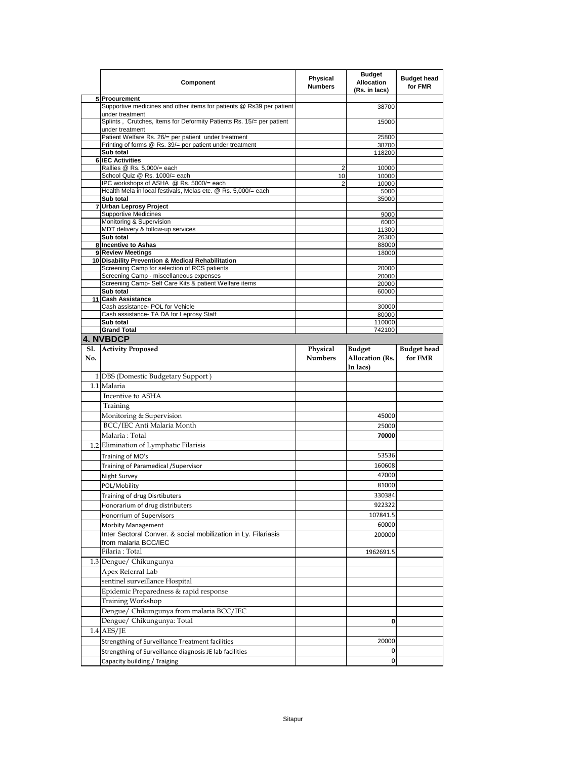| | Component | Physical Numbers | Budget Allocation (Rs. in lacs) | Budget head for FMR |
|---|---|---|---|---|
| 5 | **Procurement** | | | |
| | Supportive medicines and other items for patients @ Rs39 per patient under treatment | | 38700 | |
| | Splints , Crutches, Items for Deformity Patients Rs. 15/= per patient under treatment | | 15000 | |
| | Patient Welfare Rs. 26/= per patient under treatment | | 25800 | |
| | Printing of forms @ Rs. 39/= per patient under treatment | | 38700 | |
| | **Sub total** | | 118200 | |
| 6 | **IEC Activities** | | | |
| | Rallies @ Rs. 5,000/= each | 2 | 10000 | |
| | School Quiz @ Rs. 1000/= each | 10 | 10000 | |
| | IPC workshops of ASHA @ Rs. 5000/= each | 2 | 10000 | |
| | Health Mela in local festivals, Melas etc. @ Rs. 5,000/= each | | 5000 | |
| | **Sub total** | | 35000 | |
| 7 | **Urban Leprosy Project** | | | |
| | Supportive Medicines | | 9000 | |
| | Monitoring & Supervision | | 6000 | |
| | MDT delivery & follow-up services | | 11300 | |
| | **Sub total** | | 26300 | |
| 8 | **Incentive to Ashas** | | 88000 | |
| 9 | **Review Meetings** | | 18000 | |
| 10 | **Disability Prevention & Medical Rehabilitation** | | | |
| | Screening Camp for selection of RCS patients | | 20000 | |
| | Screening Camp - miscellaneous expenses | | 20000 | |
| | Screening Camp- Self Care Kits & patient Welfare items | | 20000 | |
| | **Sub total** | | 60000 | |
| 11 | **Cash Assistance** | | | |
| | Cash assistance- POL for Vehicle | | 30000 | |
| | Cash assistance- TA DA for Leprosy Staff | | 80000 | |
| | **Sub total** | | 110000 | |
| | **Grand Total** | | 742100 | |

## 4. NVBDCP

| Sl. No. | Activity Proposed | Physical Numbers | Budget Allocation (Rs. In lacs) | Budget head for FMR |
|---|---|---|---|---|
| 1 | DBS (Domestic Budgetary Support ) | | | |
| 1.1 | Malaria | | | |
| | Incentive to ASHA | | | |
| | Training | | | |
| | Monitoring & Supervision | | 45000 | |
| | BCC/IEC Anti Malaria Month | | 25000 | |
| | Malaria : Total | | **70000** | |
| 1.2 | Elimination of Lymphatic Filarisis | | | |
| | Training of MO's | | 53536 | |
| | Training of Paramedical /Supervisor | | 160608 | |
| | Night Survey | | 47000 | |
| | POL/Mobility | | 81000 | |
| | Training of drug Disrtibuters | | 330384 | |
| | Honorarium of drug distributers | | 922322 | |
| | Honorrium of Supervisors | | 107841.5 | |
| | Morbity Management | | 60000 | |
| | Inter Sectoral Conver. & social mobilization in Ly. Filariasis from malaria BCC/IEC | | 200000 | |
| | Filaria : Total | | 1962691.5 | |
| 1.3 | Dengue/ Chikungunya | | | |
| | Apex Referral Lab | | | |
| | sentinel surveillance Hospital | | | |
| | Epidemic Preparedness & rapid response | | | |
| | Training Workshop | | | |
| | Dengue/ Chikungunya from malaria BCC/IEC | | | |
| | Dengue/ Chikungunya: Total | | **0** | |
| 1.4 | AES/JE | | | |
| | Strengthing of Surveillance Treatment facilities | | 20000 | |
| | Strengthing of Surveillance diagnosis JE lab facilities | | 0 | |
| | Capacity building / Traiging | | 0 | |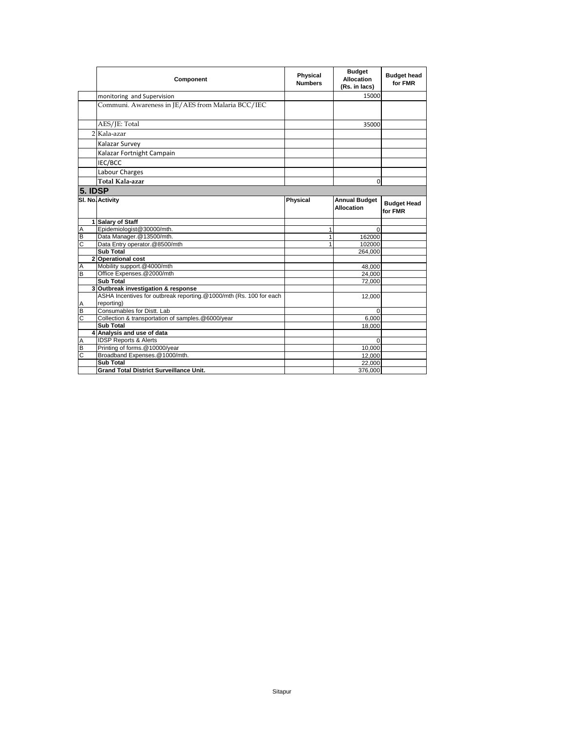| | Component | Physical Numbers | Budget Allocation (Rs. in lacs) | Budget head for FMR |
|---|---|---|---|---|
| | monitoring and Supervision | | 15000 | |
| | Communi. Awareness in JE/AES from Malaria BCC/IEC | | | |
| | AES/JE: Total | | 35000 | |
| 2 | Kala-azar | | | |
| | Kalazar Survey | | | |
| | Kalazar Fortnight Campain | | | |
| | IEC/BCC | | | |
| | Labour Charges | | | |
| | **Total Kala-azar** | | 0 | |

## 5. IDSP

| Sl. No. | Activity | Physical | Annual Budget Allocation | Budget Head for FMR |
|---|---|---|---|---|
| 1 | **Salary of Staff** | | | |
| A | Epidemiologist@30000/mth. | 1 | 0 | |
| B | Data Manager.@13500/mth. | 1 | 162000 | |
| C | Data Entry operator.@8500/mth | 1 | 102000 | |
| | **Sub Total** | | 264,000 | |
| 2 | **Operational cost** | | | |
| A | Mobility support.@4000/mth | | 48,000 | |
| B | Office Expenses.@2000/mth | | 24,000 | |
| | **Sub Total** | | 72,000 | |
| 3 | **Outbreak investigation & response** | | | |
| A | ASHA Incentives for outbreak reporting.@1000/mth (Rs. 100 for each reporting) | | 12,000 | |
| B | Consumables for Distt. Lab | | 0 | |
| C | Collection & transportation of samples.@6000/year | | 6,000 | |
| | **Sub Total** | | 18,000 | |
| 4 | **Analysis and use of data** | | | |
| A | IDSP Reports & Alerts | | 0 | |
| B | Printing of forms.@10000/year | | 10,000 | |
| C | Broadband Expenses.@1000/mth. | | 12,000 | |
| | **Sub Total** | | 22,000 | |
| | **Grand Total District Surveillance Unit.** | | 376,000 | |

Sitapur